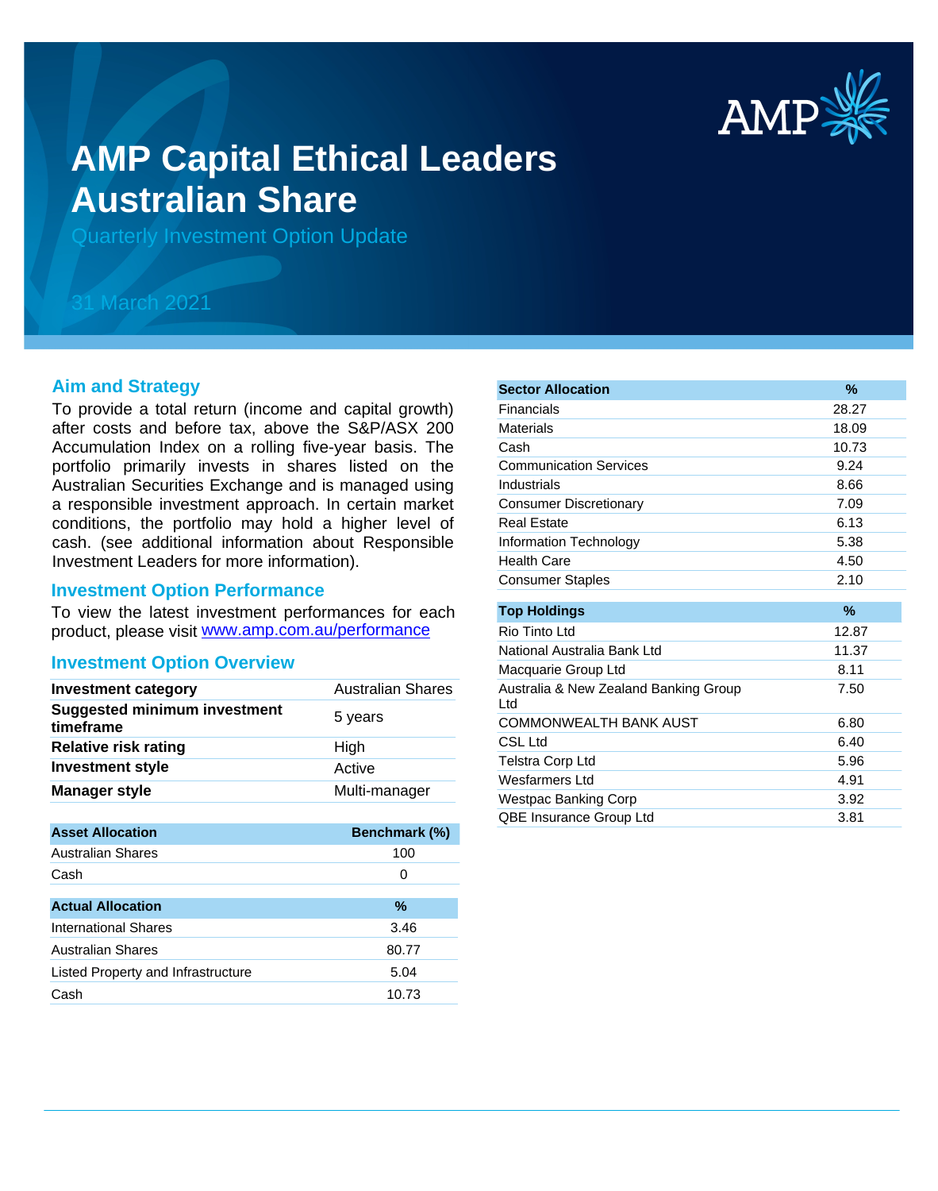# AMP Capital Ethical Leaders Australian Share

Quarterly Investment Option Update

31 March 2021

## Aim and Strategy

To provide a total return (income and capital growth) after costs and before tax, above the S&P/ASX 200 Accumulation Index on a rolling five-year basis. The portfolio primarily invests in shares listed on the Australian Securities Exchange and is managed using a responsible investment approach. In certain market conditions, the portfolio may hold a higher level of cash. (see additional information about Responsible Investment Leaders for more information).

## Investment Option Performance

To view the latest investment performances for each product, please visit [www.amp.com.au/performance](www.amp.com.au/performance)

## Investment Option Overview

| | |
|---|---|
| **Investment category** | Australian Shares |
| **Suggested minimum investment timeframe** | 5 years |
| **Relative risk rating** | High |
| **Investment style** | Active |
| **Manager style** | Multi-manager |

| Asset Allocation | Benchmark (%) |
|---|---|
| Australian Shares | 100 |
| Cash | 0 |

| Actual Allocation | % |
|---|---|
| International Shares | 3.46 |
| Australian Shares | 80.77 |
| Listed Property and Infrastructure | 5.04 |
| Cash | 10.73 |

| Sector Allocation | % |
|---|---|
| Financials | 28.27 |
| Materials | 18.09 |
| Cash | 10.73 |
| Communication Services | 9.24 |
| Industrials | 8.66 |
| Consumer Discretionary | 7.09 |
| Real Estate | 6.13 |
| Information Technology | 5.38 |
| Health Care | 4.50 |
| Consumer Staples | 2.10 |

| Top Holdings | % |
|---|---|
| Rio Tinto Ltd | 12.87 |
| National Australia Bank Ltd | 11.37 |
| Macquarie Group Ltd | 8.11 |
| Australia & New Zealand Banking Group Ltd | 7.50 |
| COMMONWEALTH BANK AUST | 6.80 |
| CSL Ltd | 6.40 |
| Telstra Corp Ltd | 5.96 |
| Wesfarmers Ltd | 4.91 |
| Westpac Banking Corp | 3.92 |
| QBE Insurance Group Ltd | 3.81 |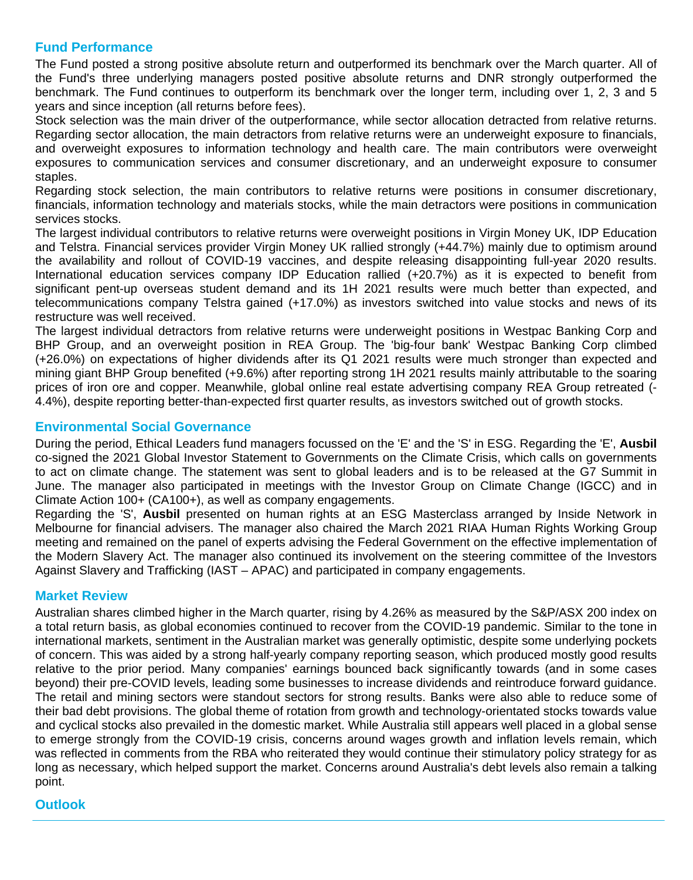## Fund Performance

The Fund posted a strong positive absolute return and outperformed its benchmark over the March quarter. All of the Fund's three underlying managers posted positive absolute returns and DNR strongly outperformed the benchmark. The Fund continues to outperform its benchmark over the longer term, including over 1, 2, 3 and 5 years and since inception (all returns before fees).

Stock selection was the main driver of the outperformance, while sector allocation detracted from relative returns. Regarding sector allocation, the main detractors from relative returns were an underweight exposure to financials, and overweight exposures to information technology and health care. The main contributors were overweight exposures to communication services and consumer discretionary, and an underweight exposure to consumer staples.

Regarding stock selection, the main contributors to relative returns were positions in consumer discretionary, financials, information technology and materials stocks, while the main detractors were positions in communication services stocks.

The largest individual contributors to relative returns were overweight positions in Virgin Money UK, IDP Education and Telstra. Financial services provider Virgin Money UK rallied strongly (+44.7%) mainly due to optimism around the availability and rollout of COVID-19 vaccines, and despite releasing disappointing full-year 2020 results. International education services company IDP Education rallied (+20.7%) as it is expected to benefit from significant pent-up overseas student demand and its 1H 2021 results were much better than expected, and telecommunications company Telstra gained (+17.0%) as investors switched into value stocks and news of its restructure was well received.

The largest individual detractors from relative returns were underweight positions in Westpac Banking Corp and BHP Group, and an overweight position in REA Group. The 'big-four bank' Westpac Banking Corp climbed (+26.0%) on expectations of higher dividends after its Q1 2021 results were much stronger than expected and mining giant BHP Group benefited (+9.6%) after reporting strong 1H 2021 results mainly attributable to the soaring prices of iron ore and copper. Meanwhile, global online real estate advertising company REA Group retreated (-4.4%), despite reporting better-than-expected first quarter results, as investors switched out of growth stocks.

## Environmental Social Governance

During the period, Ethical Leaders fund managers focussed on the 'E' and the 'S' in ESG. Regarding the 'E', **Ausbil** co-signed the 2021 Global Investor Statement to Governments on the Climate Crisis, which calls on governments to act on climate change. The statement was sent to global leaders and is to be released at the G7 Summit in June. The manager also participated in meetings with the Investor Group on Climate Change (IGCC) and in Climate Action 100+ (CA100+), as well as company engagements.

Regarding the 'S', **Ausbil** presented on human rights at an ESG Masterclass arranged by Inside Network in Melbourne for financial advisers. The manager also chaired the March 2021 RIAA Human Rights Working Group meeting and remained on the panel of experts advising the Federal Government on the effective implementation of the Modern Slavery Act. The manager also continued its involvement on the steering committee of the Investors Against Slavery and Trafficking (IAST – APAC) and participated in company engagements.

## Market Review

Australian shares climbed higher in the March quarter, rising by 4.26% as measured by the S&P/ASX 200 index on a total return basis, as global economies continued to recover from the COVID-19 pandemic. Similar to the tone in international markets, sentiment in the Australian market was generally optimistic, despite some underlying pockets of concern. This was aided by a strong half-yearly company reporting season, which produced mostly good results relative to the prior period. Many companies' earnings bounced back significantly towards (and in some cases beyond) their pre-COVID levels, leading some businesses to increase dividends and reintroduce forward guidance. The retail and mining sectors were standout sectors for strong results. Banks were also able to reduce some of their bad debt provisions. The global theme of rotation from growth and technology-orientated stocks towards value and cyclical stocks also prevailed in the domestic market. While Australia still appears well placed in a global sense to emerge strongly from the COVID-19 crisis, concerns around wages growth and inflation levels remain, which was reflected in comments from the RBA who reiterated they would continue their stimulatory policy strategy for as long as necessary, which helped support the market. Concerns around Australia's debt levels also remain a talking point.

## Outlook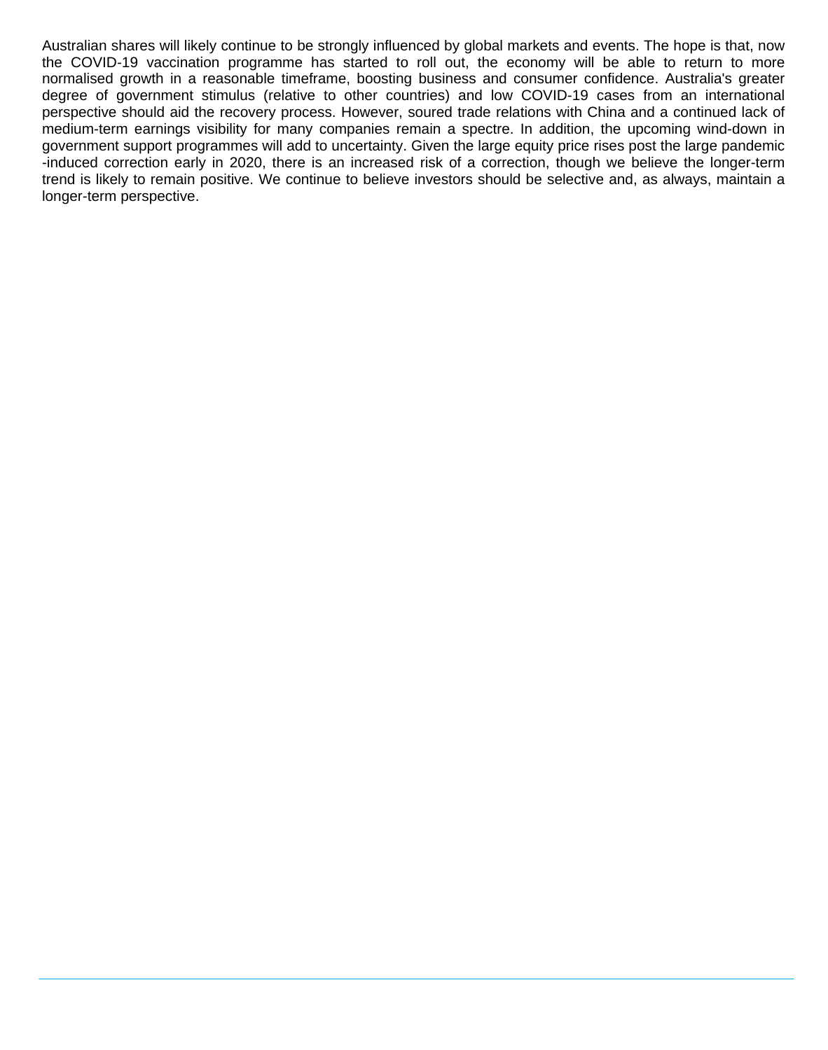Australian shares will likely continue to be strongly influenced by global markets and events. The hope is that, now the COVID-19 vaccination programme has started to roll out, the economy will be able to return to more normalised growth in a reasonable timeframe, boosting business and consumer confidence. Australia's greater degree of government stimulus (relative to other countries) and low COVID-19 cases from an international perspective should aid the recovery process. However, soured trade relations with China and a continued lack of medium-term earnings visibility for many companies remain a spectre. In addition, the upcoming wind-down in government support programmes will add to uncertainty. Given the large equity price rises post the large pandemic-induced correction early in 2020, there is an increased risk of a correction, though we believe the longer-term trend is likely to remain positive. We continue to believe investors should be selective and, as always, maintain a longer-term perspective.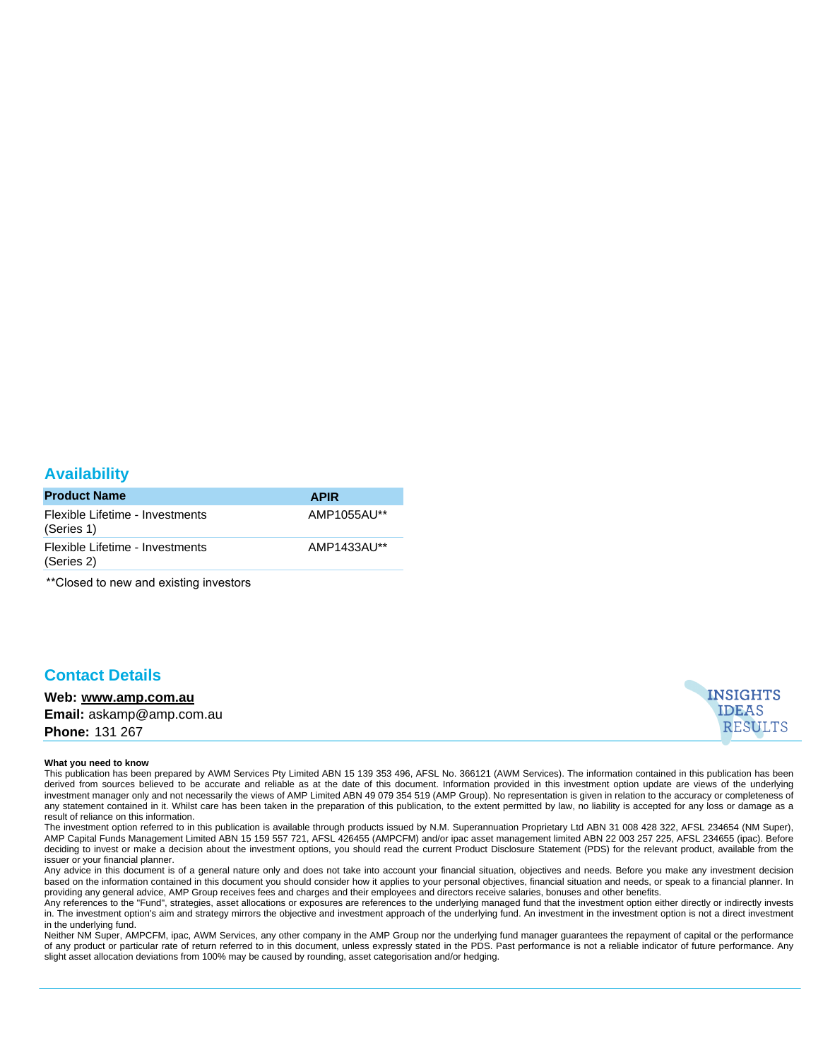## Availability

| Product Name | APIR |
| --- | --- |
| Flexible Lifetime - Investments (Series 1) | AMP1055AU** |
| Flexible Lifetime - Investments (Series 2) | AMP1433AU** |

**Closed to new and existing investors

## Contact Details

**Web:** **www.amp.com.au**
**Email:** askamp@amp.com.au
**Phone:** 131 267

INSIGHTS
IDEAS
RESULTS

**What you need to know**

This publication has been prepared by AWM Services Pty Limited ABN 15 139 353 496, AFSL No. 366121 (AWM Services). The information contained in this publication has been derived from sources believed to be accurate and reliable as at the date of this document. Information provided in this investment option update are views of the underlying investment manager only and not necessarily the views of AMP Limited ABN 49 079 354 519 (AMP Group). No representation is given in relation to the accuracy or completeness of any statement contained in it. Whilst care has been taken in the preparation of this publication, to the extent permitted by law, no liability is accepted for any loss or damage as a result of reliance on this information.

The investment option referred to in this publication is available through products issued by N.M. Superannuation Proprietary Ltd ABN 31 008 428 322, AFSL 234654 (NM Super), AMP Capital Funds Management Limited ABN 15 159 557 721, AFSL 426455 (AMPCFM) and/or ipac asset management limited ABN 22 003 257 225, AFSL 234655 (ipac). Before deciding to invest or make a decision about the investment options, you should read the current Product Disclosure Statement (PDS) for the relevant product, available from the issuer or your financial planner.

Any advice in this document is of a general nature only and does not take into account your financial situation, objectives and needs. Before you make any investment decision based on the information contained in this document you should consider how it applies to your personal objectives, financial situation and needs, or speak to a financial planner. In providing any general advice, AMP Group receives fees and charges and their employees and directors receive salaries, bonuses and other benefits.

Any references to the "Fund", strategies, asset allocations or exposures are references to the underlying managed fund that the investment option either directly or indirectly invests in. The investment option's aim and strategy mirrors the objective and investment approach of the underlying fund. An investment in the investment option is not a direct investment in the underlying fund.

Neither NM Super, AMPCFM, ipac, AWM Services, any other company in the AMP Group nor the underlying fund manager guarantees the repayment of capital or the performance of any product or particular rate of return referred to in this document, unless expressly stated in the PDS. Past performance is not a reliable indicator of future performance. Any slight asset allocation deviations from 100% may be caused by rounding, asset categorisation and/or hedging.